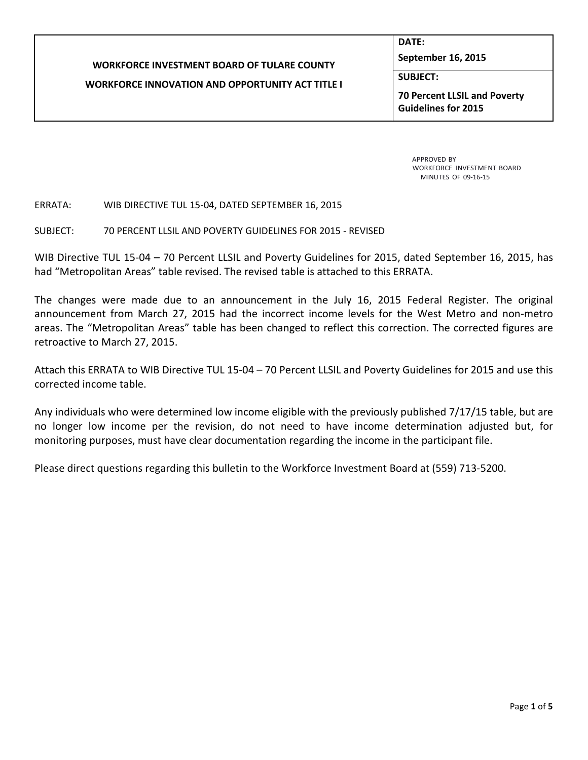| | |
|---|---|
| **WORKFORCE INVESTMENT BOARD OF TULARE COUNTY**<br>**WORKFORCE INNOVATION AND OPPORTUNITY ACT TITLE I** | **DATE:**<br>**September 16, 2015** |
| | **SUBJECT:**<br>**70 Percent LLSIL and Poverty Guidelines for 2015** |

APPROVED BY
WORKFORCE INVESTMENT BOARD
MINUTES OF 09-16-15

ERRATA: WIB DIRECTIVE TUL 15-04, DATED SEPTEMBER 16, 2015

SUBJECT: 70 PERCENT LLSIL AND POVERTY GUIDELINES FOR 2015 - REVISED

WIB Directive TUL 15-04 – 70 Percent LLSIL and Poverty Guidelines for 2015, dated September 16, 2015, has had "Metropolitan Areas" table revised. The revised table is attached to this ERRATA.

The changes were made due to an announcement in the July 16, 2015 Federal Register. The original announcement from March 27, 2015 had the incorrect income levels for the West Metro and non-metro areas. The "Metropolitan Areas" table has been changed to reflect this correction. The corrected figures are retroactive to March 27, 2015.

Attach this ERRATA to WIB Directive TUL 15-04 – 70 Percent LLSIL and Poverty Guidelines for 2015 and use this corrected income table.

Any individuals who were determined low income eligible with the previously published 7/17/15 table, but are no longer low income per the revision, do not need to have income determination adjusted but, for monitoring purposes, must have clear documentation regarding the income in the participant file.

Please direct questions regarding this bulletin to the Workforce Investment Board at (559) 713-5200.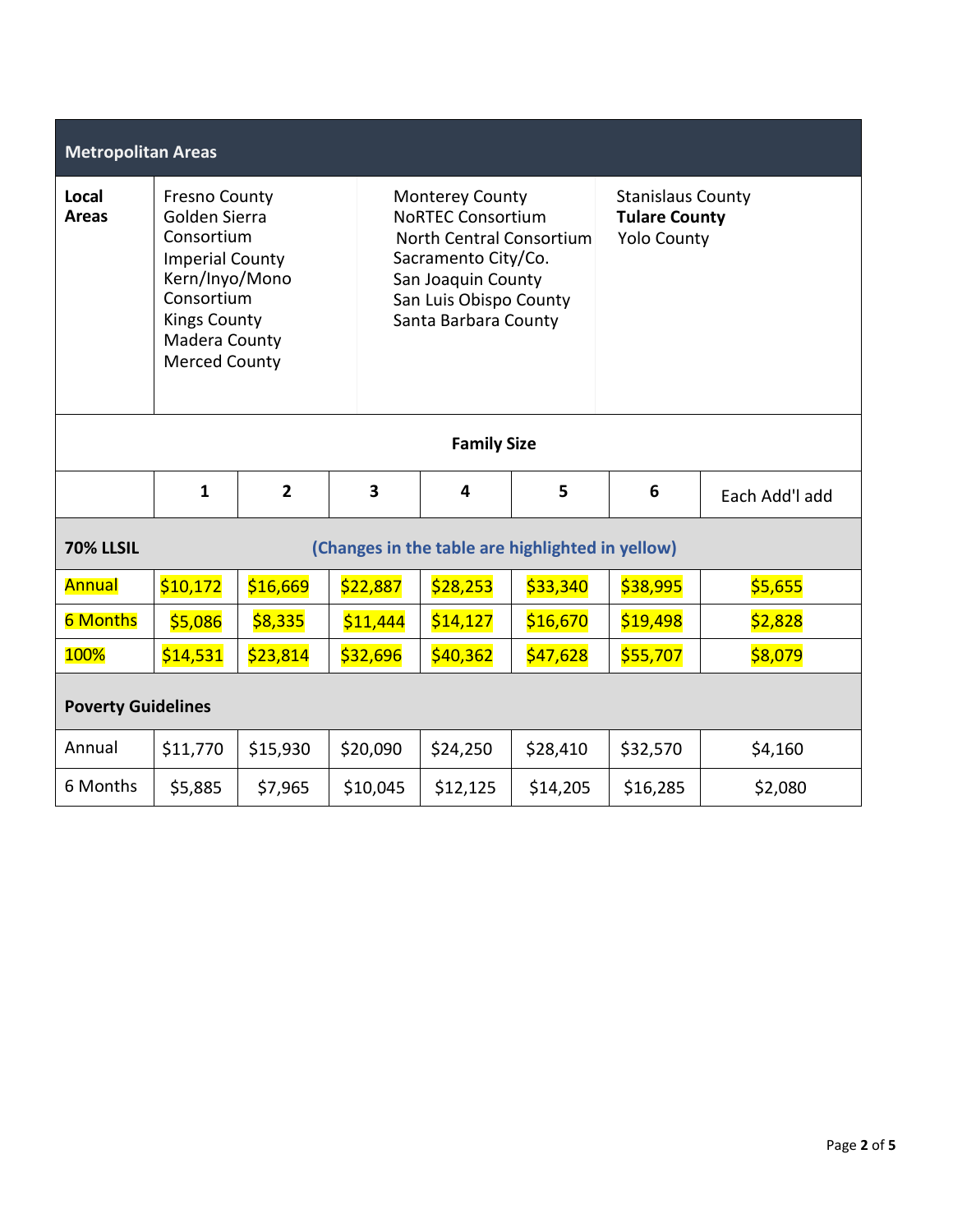| Metropolitan Areas | | | | | | | |
|---|---|---|---|---|---|---|---|
| **Local Areas** | Fresno County<br>Golden Sierra Consortium<br>Imperial County<br>Kern/Inyo/Mono Consortium<br>Kings County<br>Madera County<br>Merced County | | | Monterey County<br>NoRTEC Consortium<br>North Central Consortium<br>Sacramento City/Co.<br>San Joaquin County<br>San Luis Obispo County<br>Santa Barbara County | | Stanislaus County<br>**Tulare County**<br>Yolo County | |
| | **Family Size** | | | | | | |
| | **1** | **2** | **3** | **4** | **5** | **6** | Each Add'l add |
| **70% LLSIL** | **(Changes in the table are highlighted in yellow)** | | | | | | |
| Annual | $10,172 | $16,669 | $22,887 | $28,253 | $33,340 | $38,995 | $5,655 |
| 6 Months | $5,086 | $8,335 | $11,444 | $14,127 | $16,670 | $19,498 | $2,828 |
| 100% | $14,531 | $23,814 | $32,696 | $40,362 | $47,628 | $55,707 | $8,079 |
| **Poverty Guidelines** | | | | | | | |
| Annual | $11,770 | $15,930 | $20,090 | $24,250 | $28,410 | $32,570 | $4,160 |
| 6 Months | $5,885 | $7,965 | $10,045 | $12,125 | $14,205 | $16,285 | $2,080 |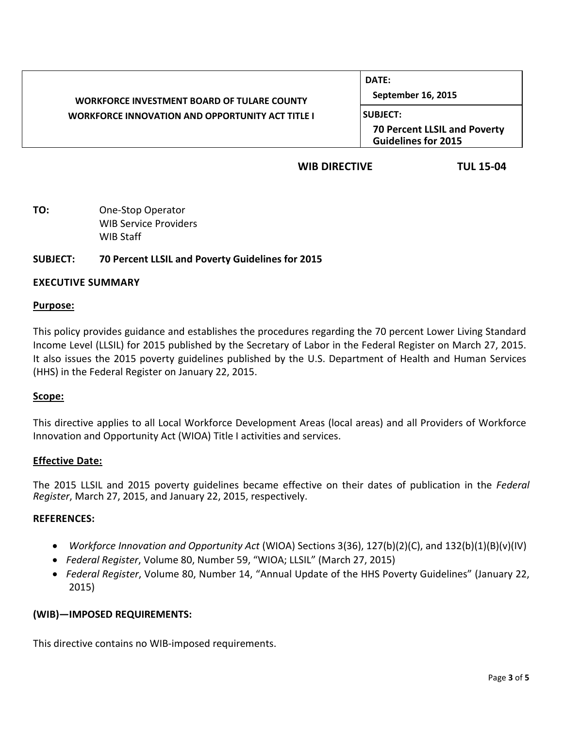| WORKFORCE INVESTMENT BOARD OF TULARE COUNTY<br>WORKFORCE INNOVATION AND OPPORTUNITY ACT TITLE I | **DATE:**<br>**September 16, 2015** |
| --- | --- |
| | **SUBJECT:**<br>**70 Percent LLSIL and Poverty Guidelines for 2015** |

**WIB DIRECTIVE** **TUL 15-04**

**TO:** One-Stop Operator
WIB Service Providers
WIB Staff

**SUBJECT: 70 Percent LLSIL and Poverty Guidelines for 2015**

## EXECUTIVE SUMMARY

### Purpose:

This policy provides guidance and establishes the procedures regarding the 70 percent Lower Living Standard Income Level (LLSIL) for 2015 published by the Secretary of Labor in the Federal Register on March 27, 2015. It also issues the 2015 poverty guidelines published by the U.S. Department of Health and Human Services (HHS) in the Federal Register on January 22, 2015.

### Scope:

This directive applies to all Local Workforce Development Areas (local areas) and all Providers of Workforce Innovation and Opportunity Act (WIOA) Title I activities and services.

### Effective Date:

The 2015 LLSIL and 2015 poverty guidelines became effective on their dates of publication in the *Federal Register*, March 27, 2015, and January 22, 2015, respectively.

### REFERENCES:

- *Workforce Innovation and Opportunity Act* (WIOA) Sections 3(36), 127(b)(2)(C), and 132(b)(1)(B)(v)(IV)
- *Federal Register*, Volume 80, Number 59, "WIOA; LLSIL" (March 27, 2015)
- *Federal Register*, Volume 80, Number 14, "Annual Update of the HHS Poverty Guidelines" (January 22, 2015)

### (WIB)—IMPOSED REQUIREMENTS:

This directive contains no WIB-imposed requirements.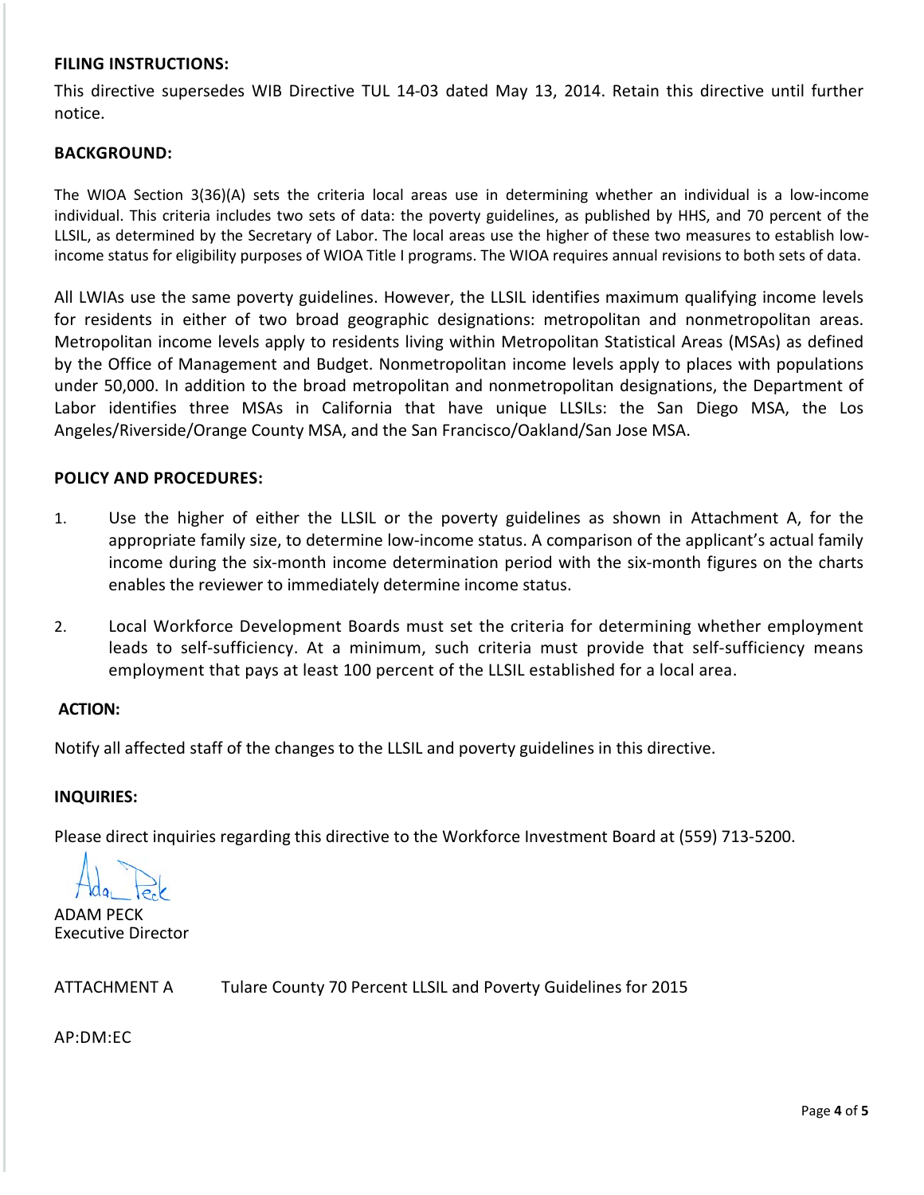**FILING INSTRUCTIONS:**

This directive supersedes WIB Directive TUL 14-03 dated May 13, 2014. Retain this directive until further notice.

**BACKGROUND:**

The WIOA Section 3(36)(A) sets the criteria local areas use in determining whether an individual is a low-income individual. This criteria includes two sets of data: the poverty guidelines, as published by HHS, and 70 percent of the LLSIL, as determined by the Secretary of Labor. The local areas use the higher of these two measures to establish low-income status for eligibility purposes of WIOA Title I programs. The WIOA requires annual revisions to both sets of data.

All LWIAs use the same poverty guidelines. However, the LLSIL identifies maximum qualifying income levels for residents in either of two broad geographic designations: metropolitan and nonmetropolitan areas. Metropolitan income levels apply to residents living within Metropolitan Statistical Areas (MSAs) as defined by the Office of Management and Budget. Nonmetropolitan income levels apply to places with populations under 50,000. In addition to the broad metropolitan and nonmetropolitan designations, the Department of Labor identifies three MSAs in California that have unique LLSILs: the San Diego MSA, the Los Angeles/Riverside/Orange County MSA, and the San Francisco/Oakland/San Jose MSA.

**POLICY AND PROCEDURES:**

1. Use the higher of either the LLSIL or the poverty guidelines as shown in Attachment A, for the appropriate family size, to determine low-income status. A comparison of the applicant's actual family income during the six-month income determination period with the six-month figures on the charts enables the reviewer to immediately determine income status.

2. Local Workforce Development Boards must set the criteria for determining whether employment leads to self-sufficiency. At a minimum, such criteria must provide that self-sufficiency means employment that pays at least 100 percent of the LLSIL established for a local area.

**ACTION:**

Notify all affected staff of the changes to the LLSIL and poverty guidelines in this directive.

**INQUIRIES:**

Please direct inquiries regarding this directive to the Workforce Investment Board at (559) 713-5200.

ADAM PECK
Executive Director

ATTACHMENT A Tulare County 70 Percent LLSIL and Poverty Guidelines for 2015

AP:DM:EC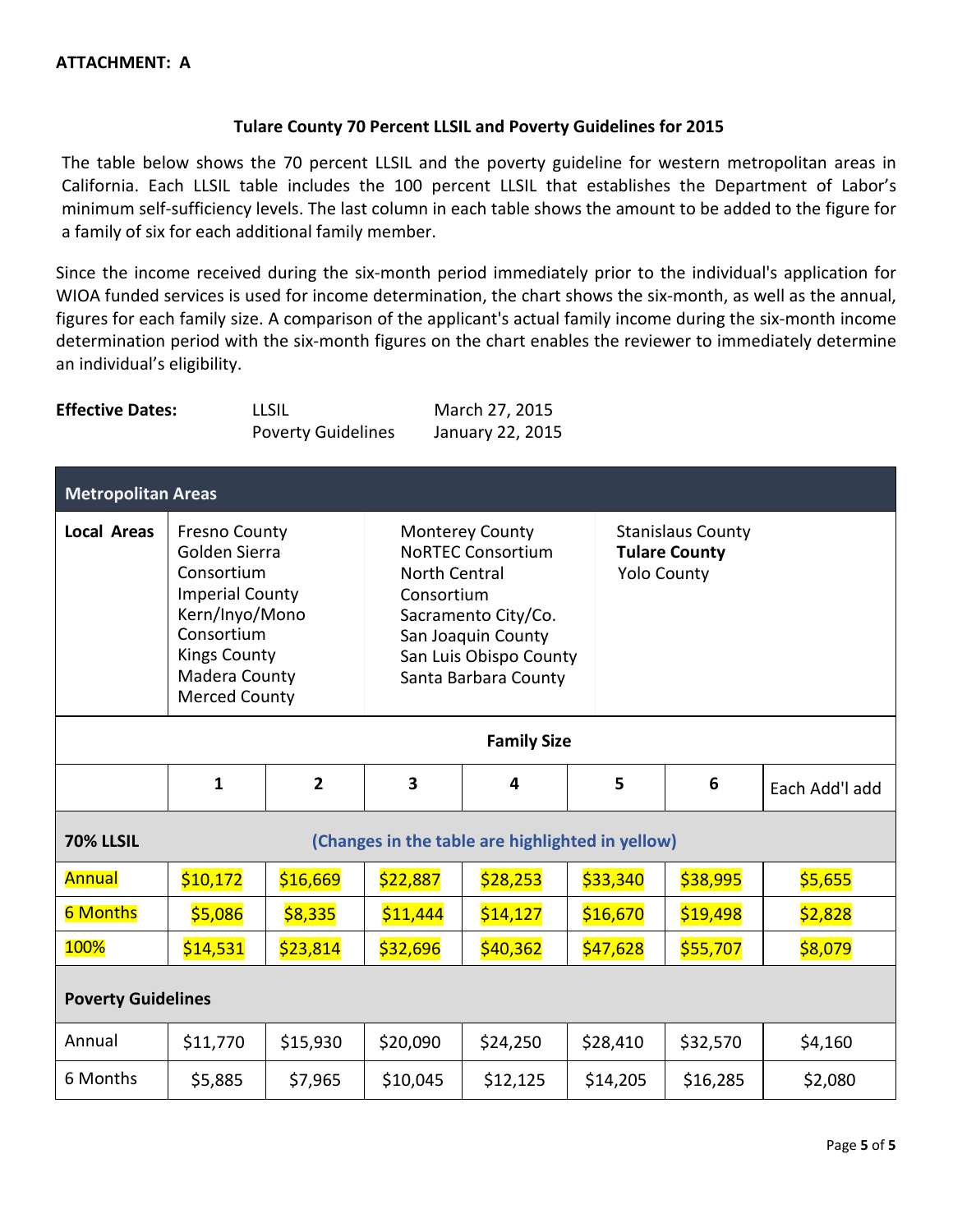**ATTACHMENT: A**

### Tulare County 70 Percent LLSIL and Poverty Guidelines for 2015

The table below shows the 70 percent LLSIL and the poverty guideline for western metropolitan areas in California. Each LLSIL table includes the 100 percent LLSIL that establishes the Department of Labor's minimum self-sufficiency levels. The last column in each table shows the amount to be added to the figure for a family of six for each additional family member.

Since the income received during the six-month period immediately prior to the individual's application for WIOA funded services is used for income determination, the chart shows the six-month, as well as the annual, figures for each family size. A comparison of the applicant's actual family income during the six-month income determination period with the six-month figures on the chart enables the reviewer to immediately determine an individual's eligibility.

**Effective Dates:**

| | |
|---|---|
| LLSIL | March 27, 2015 |
| Poverty Guidelines | January 22, 2015 |

**Metropolitan Areas**

**Local Areas:**

- Fresno County
- Golden Sierra Consortium
- Imperial County
- Kern/Inyo/Mono Consortium
- Kings County
- Madera County
- Merced County
- Monterey County
- NoRTEC Consortium
- North Central Consortium
- Sacramento City/Co.
- San Joaquin County
- San Luis Obispo County
- Santa Barbara County
- Stanislaus County
- **Tulare County**
- Yolo County

| | Family Size | | | | | | |
|---|---|---|---|---|---|---|---|
| | **1** | **2** | **3** | **4** | **5** | **6** | Each Add'l add |
| **70% LLSIL** (Changes in the table are highlighted in yellow) | | | | | | | |
| Annual | $10,172 | $16,669 | $22,887 | $28,253 | $33,340 | $38,995 | $5,655 |
| 6 Months | $5,086 | $8,335 | $11,444 | $14,127 | $16,670 | $19,498 | $2,828 |
| 100% | $14,531 | $23,814 | $32,696 | $40,362 | $47,628 | $55,707 | $8,079 |
| **Poverty Guidelines** | | | | | | | |
| Annual | $11,770 | $15,930 | $20,090 | $24,250 | $28,410 | $32,570 | $4,160 |
| 6 Months | $5,885 | $7,965 | $10,045 | $12,125 | $14,205 | $16,285 | $2,080 |